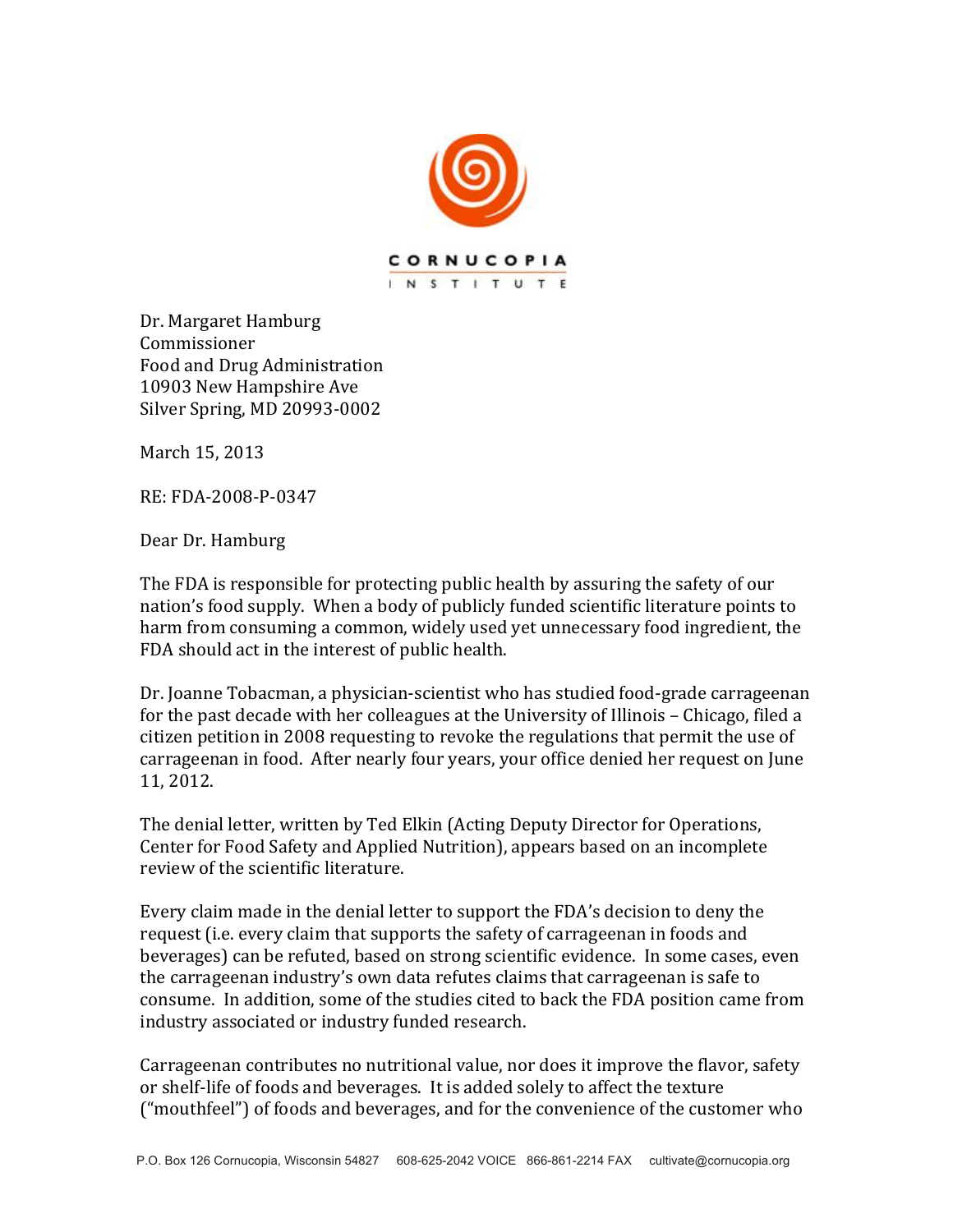CORNUCOPIA INSTITUTE

Dr. Margaret Hamburg
Commissioner
Food and Drug Administration
10903 New Hampshire Ave
Silver Spring, MD 20993-0002

March 15, 2013

RE: FDA-2008-P-0347

Dear Dr. Hamburg

The FDA is responsible for protecting public health by assuring the safety of our nation's food supply. When a body of publicly funded scientific literature points to harm from consuming a common, widely used yet unnecessary food ingredient, the FDA should act in the interest of public health.

Dr. Joanne Tobacman, a physician-scientist who has studied food-grade carrageenan for the past decade with her colleagues at the University of Illinois – Chicago, filed a citizen petition in 2008 requesting to revoke the regulations that permit the use of carrageenan in food. After nearly four years, your office denied her request on June 11, 2012.

The denial letter, written by Ted Elkin (Acting Deputy Director for Operations, Center for Food Safety and Applied Nutrition), appears based on an incomplete review of the scientific literature.

Every claim made in the denial letter to support the FDA's decision to deny the request (i.e. every claim that supports the safety of carrageenan in foods and beverages) can be refuted, based on strong scientific evidence. In some cases, even the carrageenan industry's own data refutes claims that carrageenan is safe to consume. In addition, some of the studies cited to back the FDA position came from industry associated or industry funded research.

Carrageenan contributes no nutritional value, nor does it improve the flavor, safety or shelf-life of foods and beverages. It is added solely to affect the texture ("mouthfeel") of foods and beverages, and for the convenience of the customer who

P.O. Box 126 Cornucopia, Wisconsin 54827 608-625-2042 VOICE 866-861-2214 FAX cultivate@cornucopia.org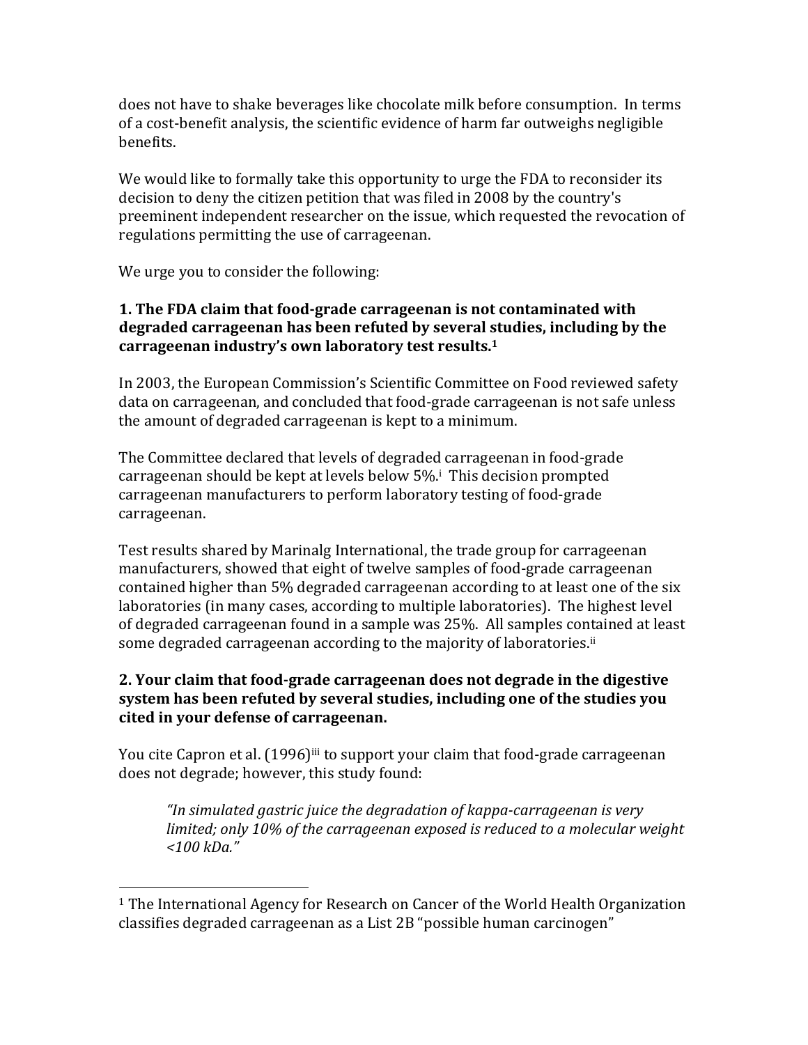does not have to shake beverages like chocolate milk before consumption. In terms of a cost-benefit analysis, the scientific evidence of harm far outweighs negligible benefits.

We would like to formally take this opportunity to urge the FDA to reconsider its decision to deny the citizen petition that was filed in 2008 by the country's preeminent independent researcher on the issue, which requested the revocation of regulations permitting the use of carrageenan.

We urge you to consider the following:

**1. The FDA claim that food-grade carrageenan is not contaminated with degraded carrageenan has been refuted by several studies, including by the carrageenan industry's own laboratory test results.[1]**

In 2003, the European Commission's Scientific Committee on Food reviewed safety data on carrageenan, and concluded that food-grade carrageenan is not safe unless the amount of degraded carrageenan is kept to a minimum.

The Committee declared that levels of degraded carrageenan in food-grade carrageenan should be kept at levels below 5%.[i] This decision prompted carrageenan manufacturers to perform laboratory testing of food-grade carrageenan.

Test results shared by Marinalg International, the trade group for carrageenan manufacturers, showed that eight of twelve samples of food-grade carrageenan contained higher than 5% degraded carrageenan according to at least one of the six laboratories (in many cases, according to multiple laboratories). The highest level of degraded carrageenan found in a sample was 25%. All samples contained at least some degraded carrageenan according to the majority of laboratories.[ii]

**2. Your claim that food-grade carrageenan does not degrade in the digestive system has been refuted by several studies, including one of the studies you cited in your defense of carrageenan.**

You cite Capron et al. (1996)[iii] to support your claim that food-grade carrageenan does not degrade; however, this study found:

> *"In simulated gastric juice the degradation of kappa-carrageenan is very limited; only 10% of the carrageenan exposed is reduced to a molecular weight <100 kDa."*

---

[1] The International Agency for Research on Cancer of the World Health Organization classifies degraded carrageenan as a List 2B "possible human carcinogen"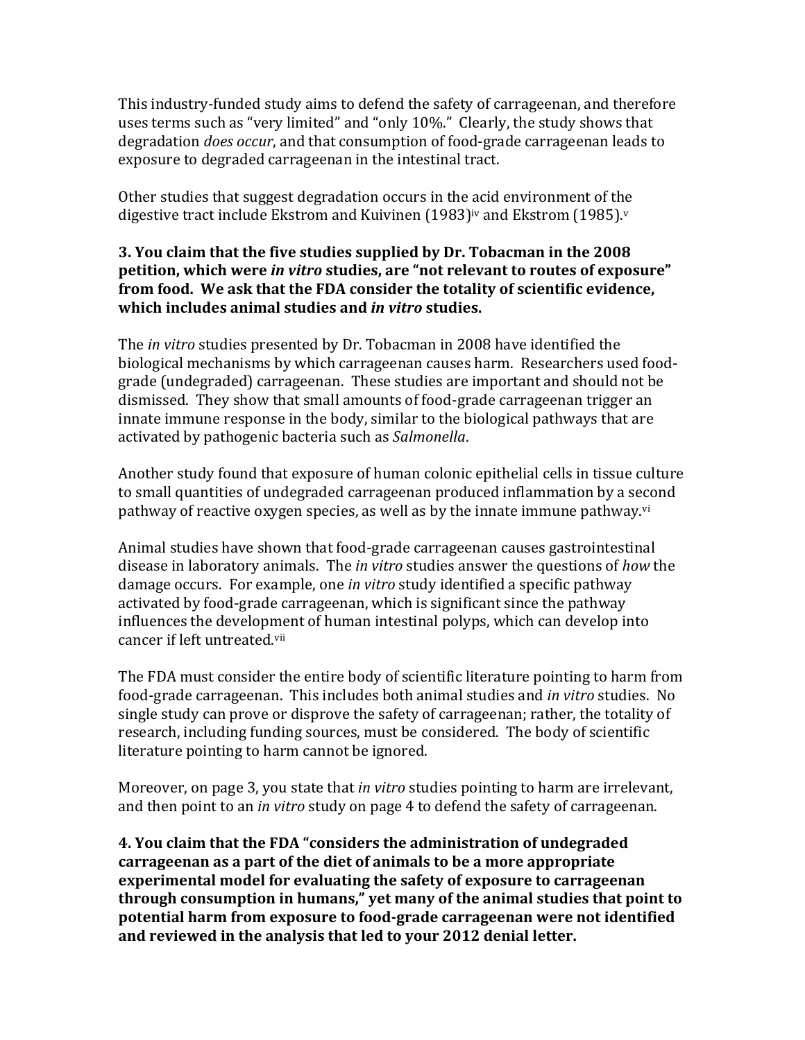This industry-funded study aims to defend the safety of carrageenan, and therefore uses terms such as "very limited" and "only 10%." Clearly, the study shows that degradation *does occur*, and that consumption of food-grade carrageenan leads to exposure to degraded carrageenan in the intestinal tract.

Other studies that suggest degradation occurs in the acid environment of the digestive tract include Ekstrom and Kuivinen (1983)[iv] and Ekstrom (1985).[v]

**3. You claim that the five studies supplied by Dr. Tobacman in the 2008 petition, which were *in vitro* studies, are "not relevant to routes of exposure" from food. We ask that the FDA consider the totality of scientific evidence, which includes animal studies and *in vitro* studies.**

The *in vitro* studies presented by Dr. Tobacman in 2008 have identified the biological mechanisms by which carrageenan causes harm. Researchers used food-grade (undegraded) carrageenan. These studies are important and should not be dismissed. They show that small amounts of food-grade carrageenan trigger an innate immune response in the body, similar to the biological pathways that are activated by pathogenic bacteria such as *Salmonella*.

Another study found that exposure of human colonic epithelial cells in tissue culture to small quantities of undegraded carrageenan produced inflammation by a second pathway of reactive oxygen species, as well as by the innate immune pathway.[vi]

Animal studies have shown that food-grade carrageenan causes gastrointestinal disease in laboratory animals. The *in vitro* studies answer the questions of *how* the damage occurs. For example, one *in vitro* study identified a specific pathway activated by food-grade carrageenan, which is significant since the pathway influences the development of human intestinal polyps, which can develop into cancer if left untreated.[vii]

The FDA must consider the entire body of scientific literature pointing to harm from food-grade carrageenan. This includes both animal studies and *in vitro* studies. No single study can prove or disprove the safety of carrageenan; rather, the totality of research, including funding sources, must be considered. The body of scientific literature pointing to harm cannot be ignored.

Moreover, on page 3, you state that *in vitro* studies pointing to harm are irrelevant, and then point to an *in vitro* study on page 4 to defend the safety of carrageenan.

**4. You claim that the FDA "considers the administration of undegraded carrageenan as a part of the diet of animals to be a more appropriate experimental model for evaluating the safety of exposure to carrageenan through consumption in humans," yet many of the animal studies that point to potential harm from exposure to food-grade carrageenan were not identified and reviewed in the analysis that led to your 2012 denial letter.**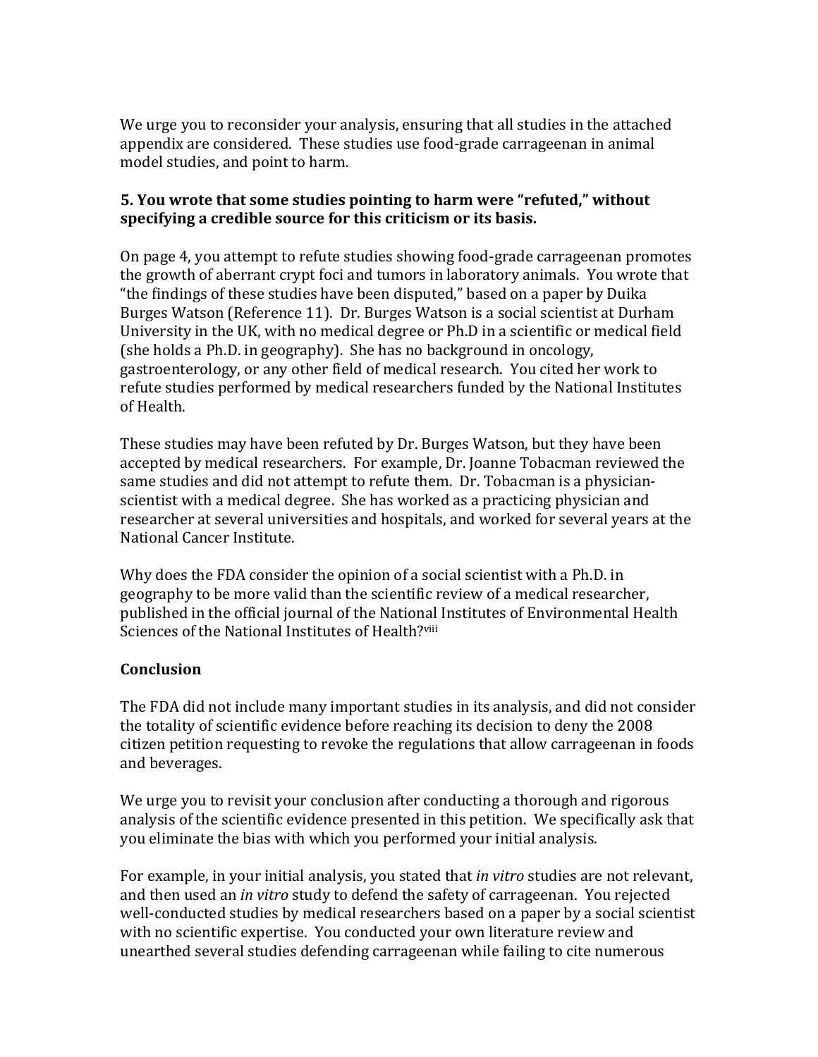We urge you to reconsider your analysis, ensuring that all studies in the attached appendix are considered. These studies use food-grade carrageenan in animal model studies, and point to harm.

### 5. You wrote that some studies pointing to harm were "refuted," without specifying a credible source for this criticism or its basis.

On page 4, you attempt to refute studies showing food-grade carrageenan promotes the growth of aberrant crypt foci and tumors in laboratory animals. You wrote that "the findings of these studies have been disputed," based on a paper by Duika Burges Watson (Reference 11). Dr. Burges Watson is a social scientist at Durham University in the UK, with no medical degree or Ph.D in a scientific or medical field (she holds a Ph.D. in geography). She has no background in oncology, gastroenterology, or any other field of medical research. You cited her work to refute studies performed by medical researchers funded by the National Institutes of Health.

These studies may have been refuted by Dr. Burges Watson, but they have been accepted by medical researchers. For example, Dr. Joanne Tobacman reviewed the same studies and did not attempt to refute them. Dr. Tobacman is a physician-scientist with a medical degree. She has worked as a practicing physician and researcher at several universities and hospitals, and worked for several years at the National Cancer Institute.

Why does the FDA consider the opinion of a social scientist with a Ph.D. in geography to be more valid than the scientific review of a medical researcher, published in the official journal of the National Institutes of Environmental Health Sciences of the National Institutes of Health?[viii]

### Conclusion

The FDA did not include many important studies in its analysis, and did not consider the totality of scientific evidence before reaching its decision to deny the 2008 citizen petition requesting to revoke the regulations that allow carrageenan in foods and beverages.

We urge you to revisit your conclusion after conducting a thorough and rigorous analysis of the scientific evidence presented in this petition. We specifically ask that you eliminate the bias with which you performed your initial analysis.

For example, in your initial analysis, you stated that *in vitro* studies are not relevant, and then used an *in vitro* study to defend the safety of carrageenan. You rejected well-conducted studies by medical researchers based on a paper by a social scientist with no scientific expertise. You conducted your own literature review and unearthed several studies defending carrageenan while failing to cite numerous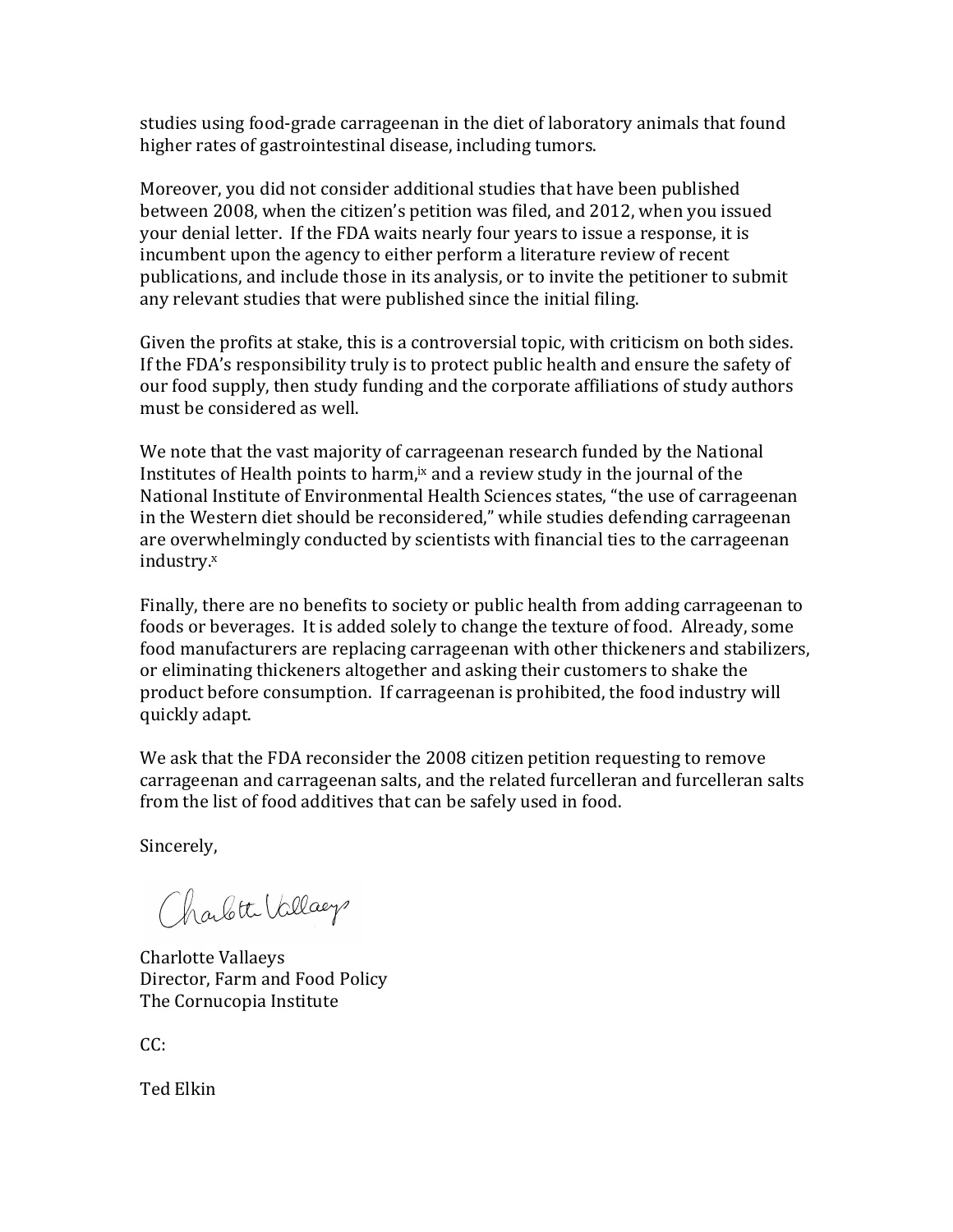studies using food-grade carrageenan in the diet of laboratory animals that found higher rates of gastrointestinal disease, including tumors.

Moreover, you did not consider additional studies that have been published between 2008, when the citizen's petition was filed, and 2012, when you issued your denial letter. If the FDA waits nearly four years to issue a response, it is incumbent upon the agency to either perform a literature review of recent publications, and include those in its analysis, or to invite the petitioner to submit any relevant studies that were published since the initial filing.

Given the profits at stake, this is a controversial topic, with criticism on both sides. If the FDA's responsibility truly is to protect public health and ensure the safety of our food supply, then study funding and the corporate affiliations of study authors must be considered as well.

We note that the vast majority of carrageenan research funded by the National Institutes of Health points to harm,[ix] and a review study in the journal of the National Institute of Environmental Health Sciences states, "the use of carrageenan in the Western diet should be reconsidered," while studies defending carrageenan are overwhelmingly conducted by scientists with financial ties to the carrageenan industry.[x]

Finally, there are no benefits to society or public health from adding carrageenan to foods or beverages. It is added solely to change the texture of food. Already, some food manufacturers are replacing carrageenan with other thickeners and stabilizers, or eliminating thickeners altogether and asking their customers to shake the product before consumption. If carrageenan is prohibited, the food industry will quickly adapt.

We ask that the FDA reconsider the 2008 citizen petition requesting to remove carrageenan and carrageenan salts, and the related furcelleran and furcelleran salts from the list of food additives that can be safely used in food.

Sincerely,

Charlotte Vallaeys

Charlotte Vallaeys
Director, Farm and Food Policy
The Cornucopia Institute

CC:

Ted Elkin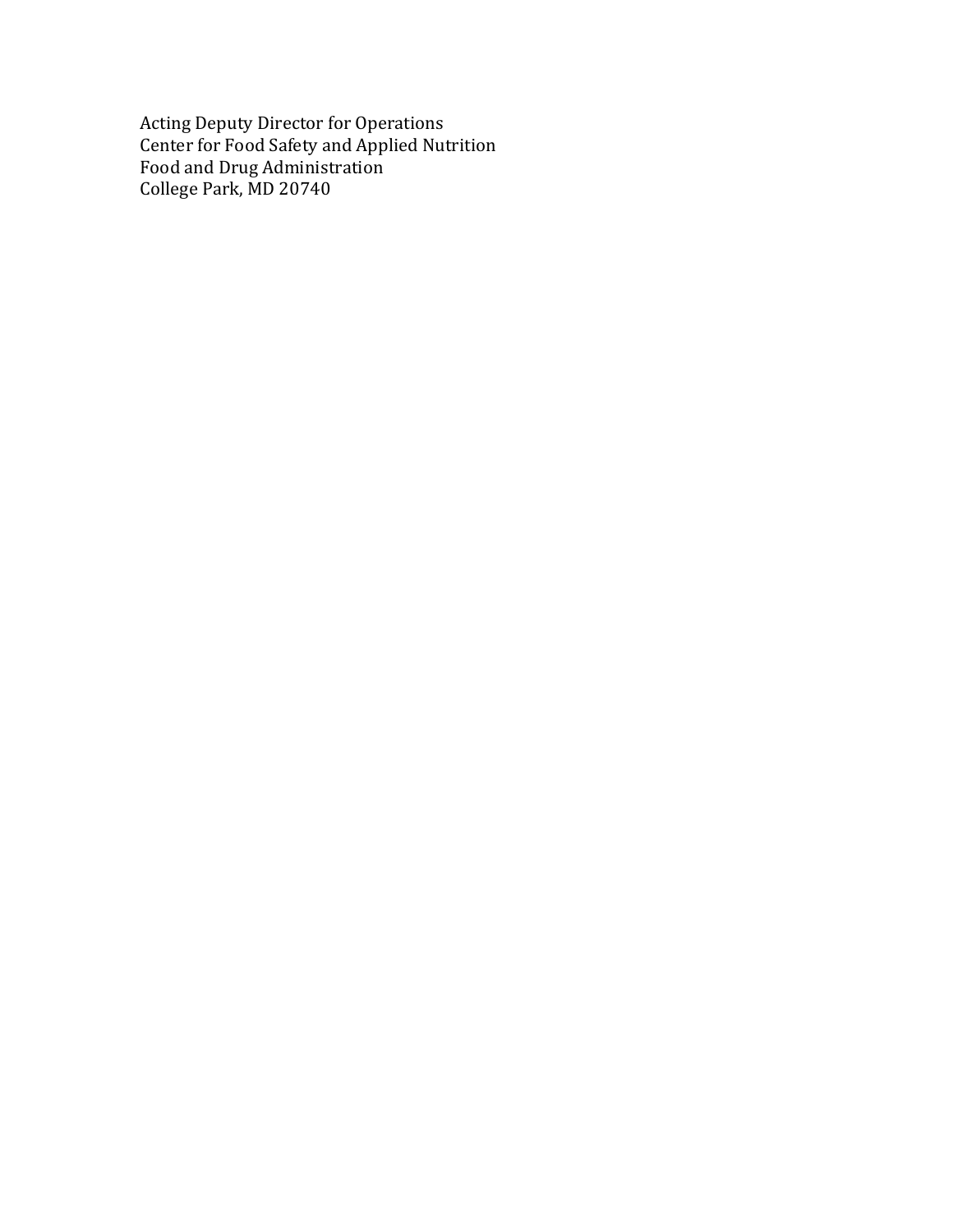Acting Deputy Director for Operations
Center for Food Safety and Applied Nutrition
Food and Drug Administration
College Park, MD 20740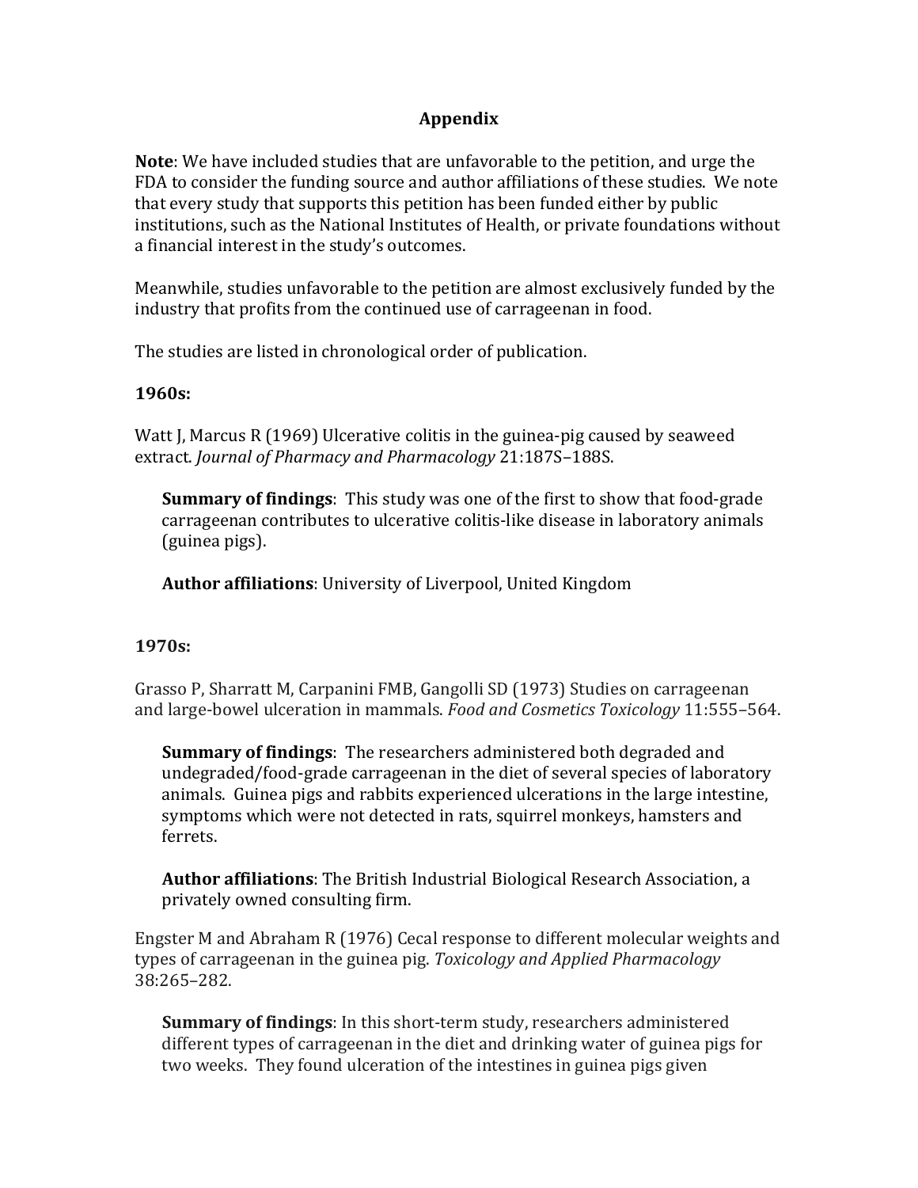## Appendix

**Note**: We have included studies that are unfavorable to the petition, and urge the FDA to consider the funding source and author affiliations of these studies. We note that every study that supports this petition has been funded either by public institutions, such as the National Institutes of Health, or private foundations without a financial interest in the study's outcomes.

Meanwhile, studies unfavorable to the petition are almost exclusively funded by the industry that profits from the continued use of carrageenan in food.

The studies are listed in chronological order of publication.

### 1960s:

Watt J, Marcus R (1969) Ulcerative colitis in the guinea-pig caused by seaweed extract. *Journal of Pharmacy and Pharmacology* 21:187S–188S.

> **Summary of findings**: This study was one of the first to show that food-grade carrageenan contributes to ulcerative colitis-like disease in laboratory animals (guinea pigs).
>
> **Author affiliations**: University of Liverpool, United Kingdom

### 1970s:

Grasso P, Sharratt M, Carpanini FMB, Gangolli SD (1973) Studies on carrageenan and large-bowel ulceration in mammals. *Food and Cosmetics Toxicology* 11:555–564.

> **Summary of findings**: The researchers administered both degraded and undegraded/food-grade carrageenan in the diet of several species of laboratory animals. Guinea pigs and rabbits experienced ulcerations in the large intestine, symptoms which were not detected in rats, squirrel monkeys, hamsters and ferrets.
>
> **Author affiliations**: The British Industrial Biological Research Association, a privately owned consulting firm.

Engster M and Abraham R (1976) Cecal response to different molecular weights and types of carrageenan in the guinea pig. *Toxicology and Applied Pharmacology* 38:265–282.

> **Summary of findings**: In this short-term study, researchers administered different types of carrageenan in the diet and drinking water of guinea pigs for two weeks. They found ulceration of the intestines in guinea pigs given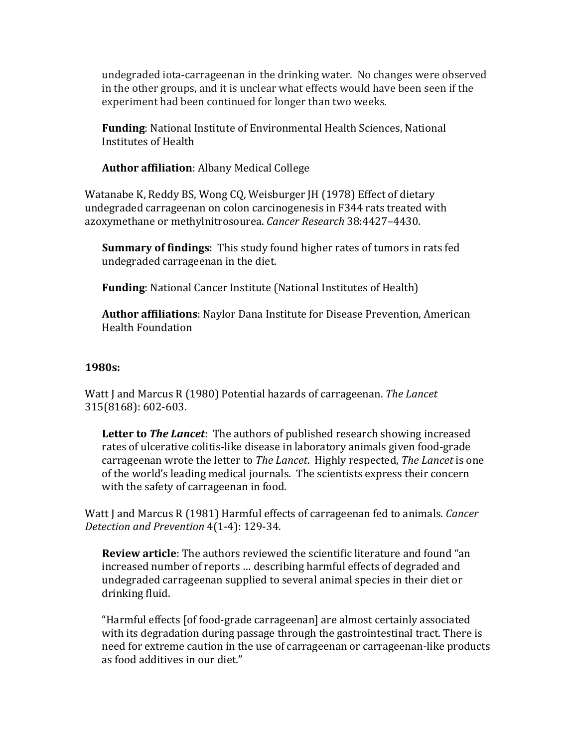undegraded iota-carrageenan in the drinking water. No changes were observed in the other groups, and it is unclear what effects would have been seen if the experiment had been continued for longer than two weeks.

**Funding**: National Institute of Environmental Health Sciences, National Institutes of Health

**Author affiliation**: Albany Medical College

Watanabe K, Reddy BS, Wong CQ, Weisburger JH (1978) Effect of dietary undegraded carrageenan on colon carcinogenesis in F344 rats treated with azoxymethane or methylnitrosourea. *Cancer Research* 38:4427–4430.

**Summary of findings**: This study found higher rates of tumors in rats fed undegraded carrageenan in the diet.

**Funding**: National Cancer Institute (National Institutes of Health)

**Author affiliations**: Naylor Dana Institute for Disease Prevention, American Health Foundation

**1980s:**

Watt J and Marcus R (1980) Potential hazards of carrageenan. *The Lancet* 315(8168): 602-603.

**Letter to *The Lancet***: The authors of published research showing increased rates of ulcerative colitis-like disease in laboratory animals given food-grade carrageenan wrote the letter to *The Lancet*. Highly respected, *The Lancet* is one of the world's leading medical journals. The scientists express their concern with the safety of carrageenan in food.

Watt J and Marcus R (1981) Harmful effects of carrageenan fed to animals. *Cancer Detection and Prevention* 4(1-4): 129-34.

**Review article**: The authors reviewed the scientific literature and found "an increased number of reports … describing harmful effects of degraded and undegraded carrageenan supplied to several animal species in their diet or drinking fluid.

"Harmful effects [of food-grade carrageenan] are almost certainly associated with its degradation during passage through the gastrointestinal tract. There is need for extreme caution in the use of carrageenan or carrageenan-like products as food additives in our diet."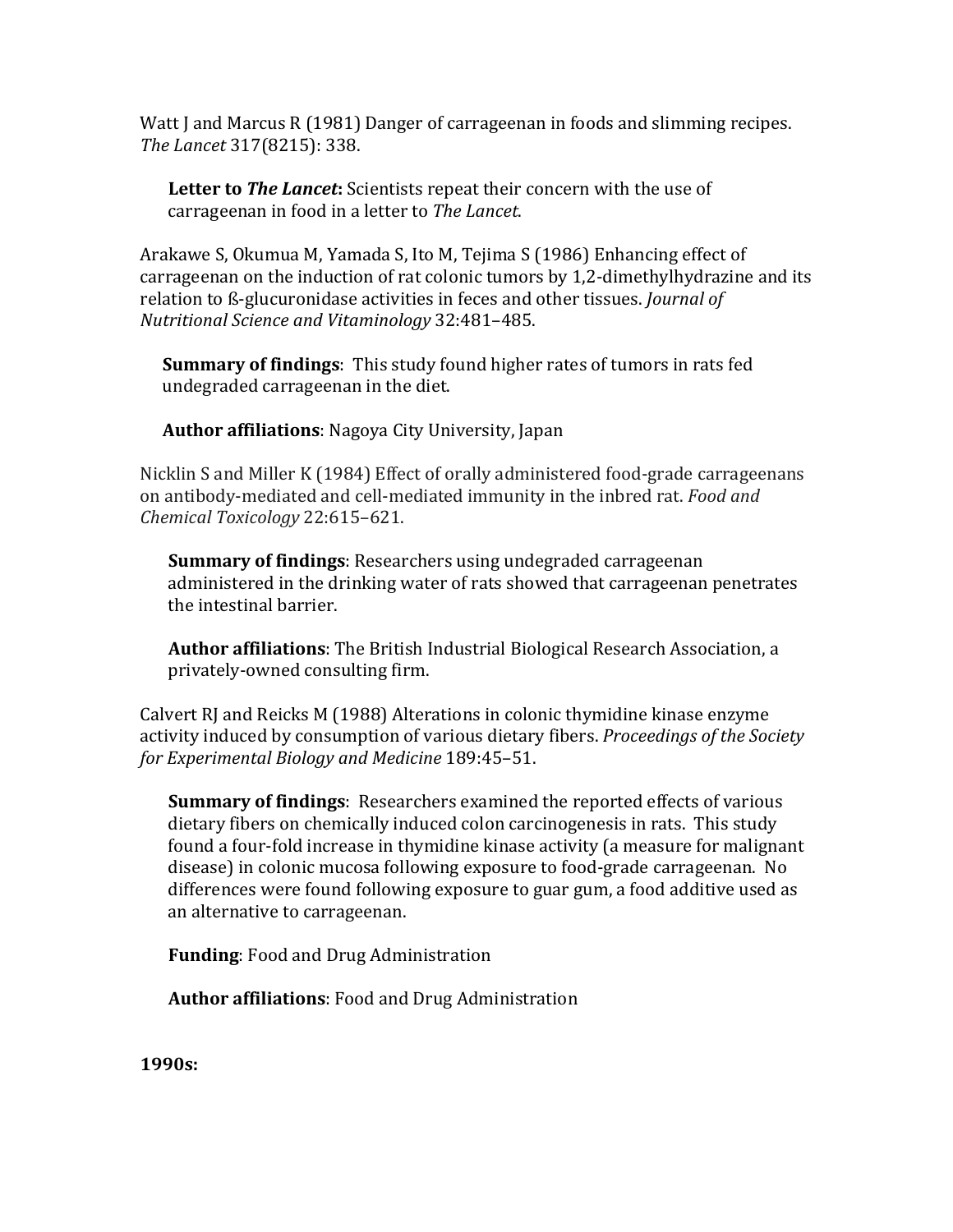Watt J and Marcus R (1981) Danger of carrageenan in foods and slimming recipes. *The Lancet* 317(8215): 338.

**Letter to *The Lancet*:** Scientists repeat their concern with the use of carrageenan in food in a letter to *The Lancet*.

Arakawe S, Okumua M, Yamada S, Ito M, Tejima S (1986) Enhancing effect of carrageenan on the induction of rat colonic tumors by 1,2-dimethylhydrazine and its relation to ß-glucuronidase activities in feces and other tissues. *Journal of Nutritional Science and Vitaminology* 32:481–485.

**Summary of findings**: This study found higher rates of tumors in rats fed undegraded carrageenan in the diet.

**Author affiliations**: Nagoya City University, Japan

Nicklin S and Miller K (1984) Effect of orally administered food-grade carrageenans on antibody-mediated and cell-mediated immunity in the inbred rat. *Food and Chemical Toxicology* 22:615–621.

**Summary of findings**: Researchers using undegraded carrageenan administered in the drinking water of rats showed that carrageenan penetrates the intestinal barrier.

**Author affiliations**: The British Industrial Biological Research Association, a privately-owned consulting firm.

Calvert RJ and Reicks M (1988) Alterations in colonic thymidine kinase enzyme activity induced by consumption of various dietary fibers. *Proceedings of the Society for Experimental Biology and Medicine* 189:45–51.

**Summary of findings**: Researchers examined the reported effects of various dietary fibers on chemically induced colon carcinogenesis in rats. This study found a four-fold increase in thymidine kinase activity (a measure for malignant disease) in colonic mucosa following exposure to food-grade carrageenan. No differences were found following exposure to guar gum, a food additive used as an alternative to carrageenan.

**Funding**: Food and Drug Administration

**Author affiliations**: Food and Drug Administration

**1990s:**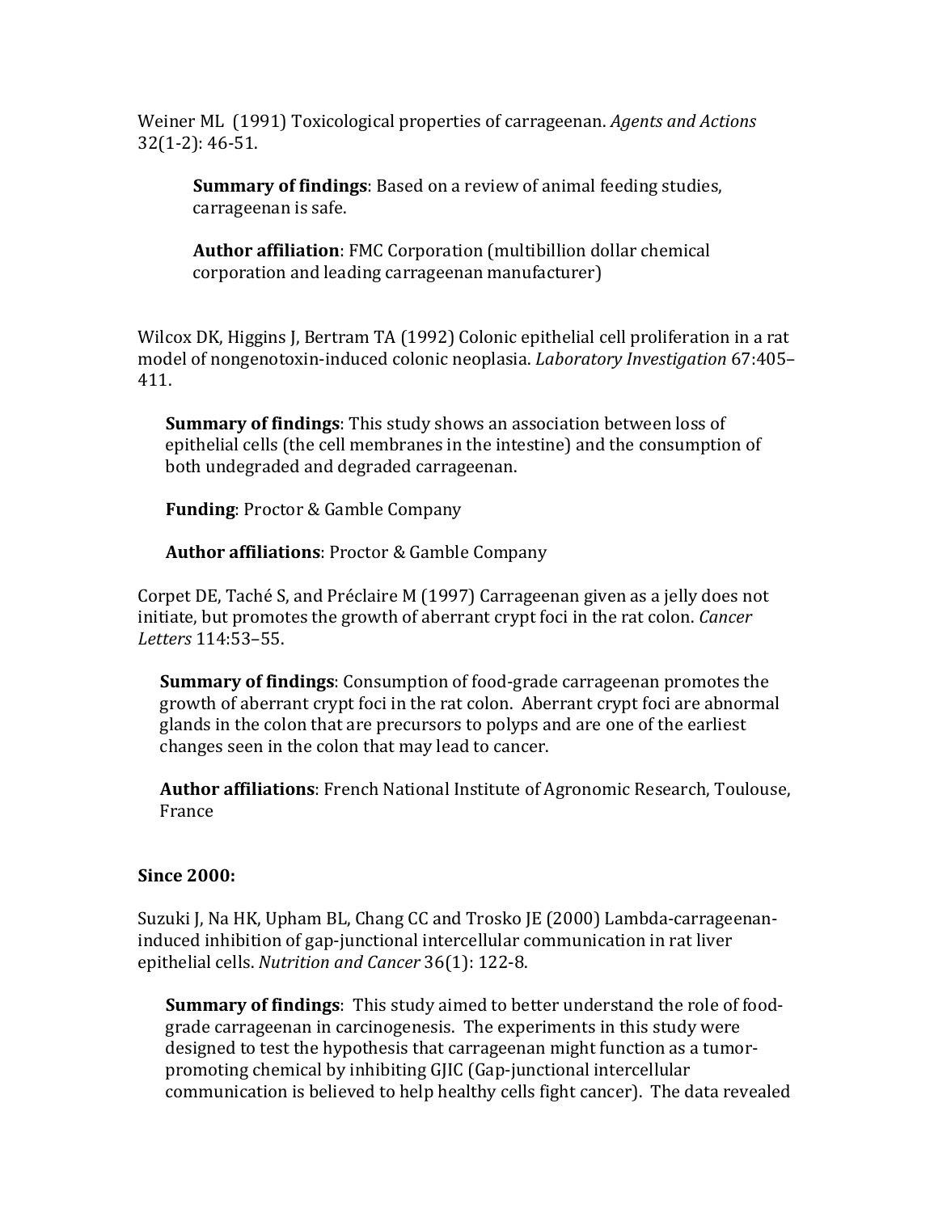Weiner ML (1991) Toxicological properties of carrageenan. *Agents and Actions* 32(1-2): 46-51.

**Summary of findings**: Based on a review of animal feeding studies, carrageenan is safe.

**Author affiliation**: FMC Corporation (multibillion dollar chemical corporation and leading carrageenan manufacturer)

Wilcox DK, Higgins J, Bertram TA (1992) Colonic epithelial cell proliferation in a rat model of nongenotoxin-induced colonic neoplasia. *Laboratory Investigation* 67:405–411.

**Summary of findings**: This study shows an association between loss of epithelial cells (the cell membranes in the intestine) and the consumption of both undegraded and degraded carrageenan.

**Funding**: Proctor & Gamble Company

**Author affiliations**: Proctor & Gamble Company

Corpet DE, Taché S, and Préclaire M (1997) Carrageenan given as a jelly does not initiate, but promotes the growth of aberrant crypt foci in the rat colon. *Cancer Letters* 114:53–55.

**Summary of findings**: Consumption of food-grade carrageenan promotes the growth of aberrant crypt foci in the rat colon. Aberrant crypt foci are abnormal glands in the colon that are precursors to polyps and are one of the earliest changes seen in the colon that may lead to cancer.

**Author affiliations**: French National Institute of Agronomic Research, Toulouse, France

**Since 2000:**

Suzuki J, Na HK, Upham BL, Chang CC and Trosko JE (2000) Lambda-carrageenan-induced inhibition of gap-junctional intercellular communication in rat liver epithelial cells. *Nutrition and Cancer* 36(1): 122-8.

**Summary of findings**: This study aimed to better understand the role of food-grade carrageenan in carcinogenesis. The experiments in this study were designed to test the hypothesis that carrageenan might function as a tumor-promoting chemical by inhibiting GJIC (Gap-junctional intercellular communication is believed to help healthy cells fight cancer). The data revealed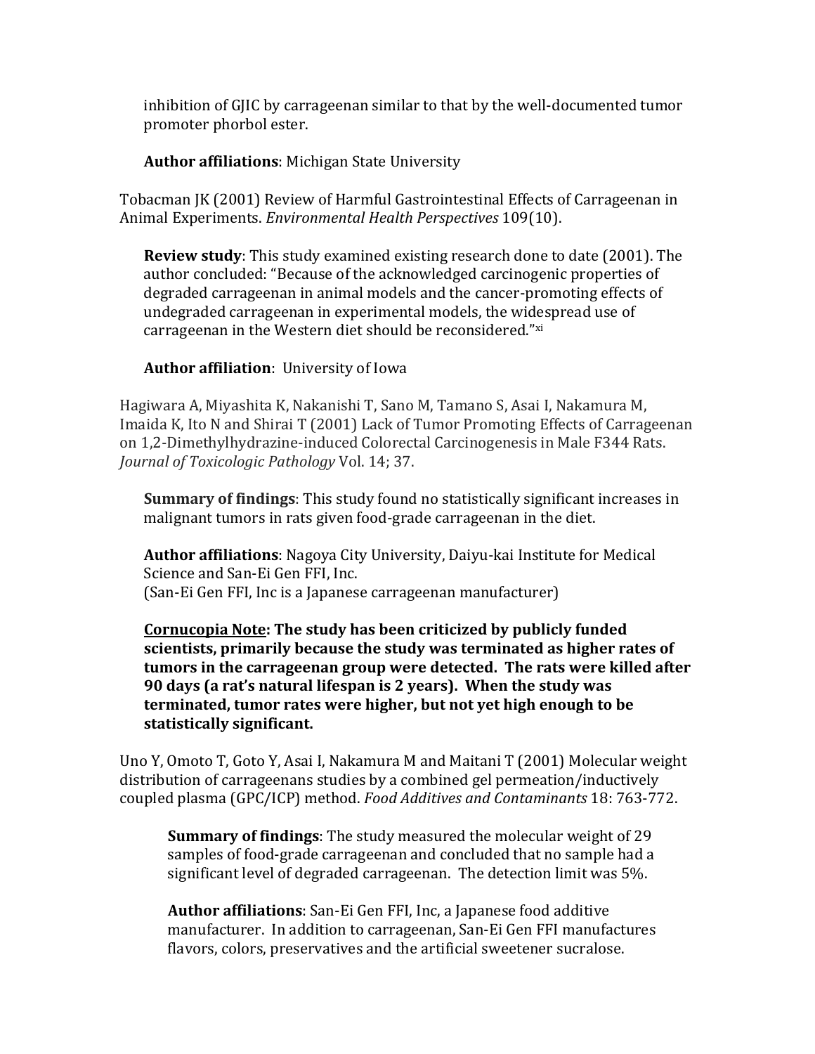inhibition of GJIC by carrageenan similar to that by the well-documented tumor promoter phorbol ester.

**Author affiliations**: Michigan State University

Tobacman JK (2001) Review of Harmful Gastrointestinal Effects of Carrageenan in Animal Experiments. *Environmental Health Perspectives* 109(10).

**Review study**: This study examined existing research done to date (2001). The author concluded: "Because of the acknowledged carcinogenic properties of degraded carrageenan in animal models and the cancer-promoting effects of undegraded carrageenan in experimental models, the widespread use of carrageenan in the Western diet should be reconsidered."[xi]

**Author affiliation**: University of Iowa

Hagiwara A, Miyashita K, Nakanishi T, Sano M, Tamano S, Asai I, Nakamura M, Imaida K, Ito N and Shirai T (2001) Lack of Tumor Promoting Effects of Carrageenan on 1,2-Dimethylhydrazine-induced Colorectal Carcinogenesis in Male F344 Rats. *Journal of Toxicologic Pathology* Vol. 14; 37.

**Summary of findings**: This study found no statistically significant increases in malignant tumors in rats given food-grade carrageenan in the diet.

**Author affiliations**: Nagoya City University, Daiyu-kai Institute for Medical Science and San-Ei Gen FFI, Inc.
(San-Ei Gen FFI, Inc is a Japanese carrageenan manufacturer)

**Cornucopia Note: The study has been criticized by publicly funded scientists, primarily because the study was terminated as higher rates of tumors in the carrageenan group were detected. The rats were killed after 90 days (a rat's natural lifespan is 2 years). When the study was terminated, tumor rates were higher, but not yet high enough to be statistically significant.**

Uno Y, Omoto T, Goto Y, Asai I, Nakamura M and Maitani T (2001) Molecular weight distribution of carrageenans studies by a combined gel permeation/inductively coupled plasma (GPC/ICP) method. *Food Additives and Contaminants* 18: 763-772.

**Summary of findings**: The study measured the molecular weight of 29 samples of food-grade carrageenan and concluded that no sample had a significant level of degraded carrageenan. The detection limit was 5%.

**Author affiliations**: San-Ei Gen FFI, Inc, a Japanese food additive manufacturer. In addition to carrageenan, San-Ei Gen FFI manufactures flavors, colors, preservatives and the artificial sweetener sucralose.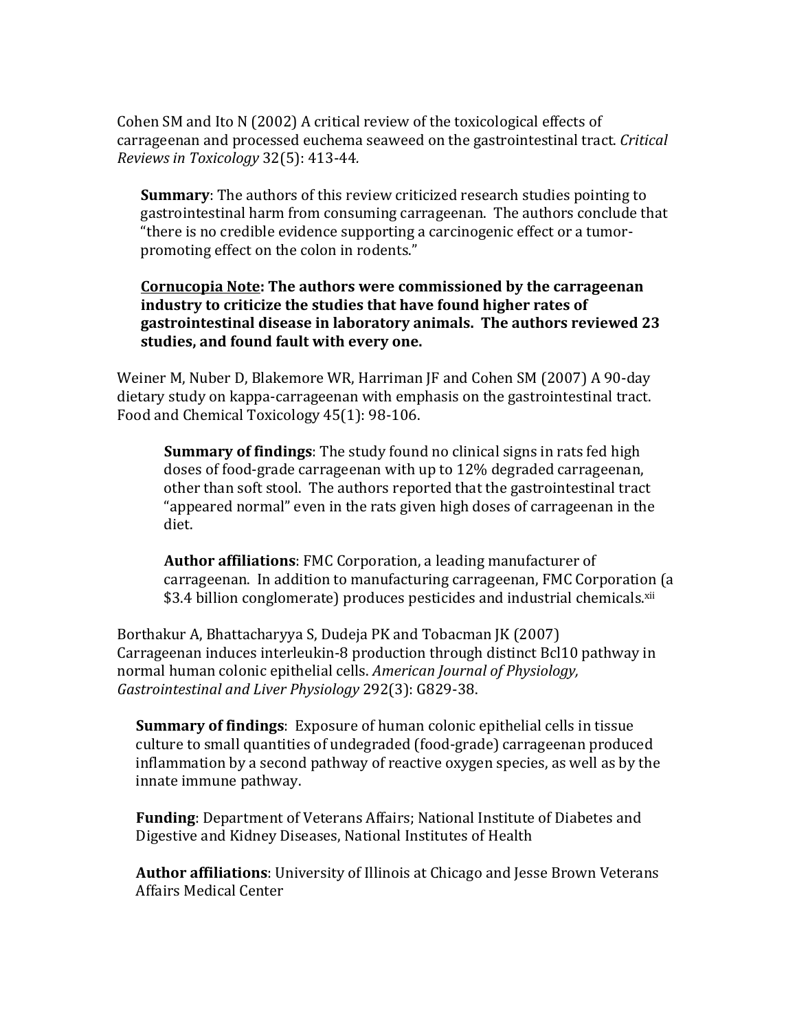Cohen SM and Ito N (2002) A critical review of the toxicological effects of carrageenan and processed euchema seaweed on the gastrointestinal tract. *Critical Reviews in Toxicology* 32(5): 413-44.

> **Summary**: The authors of this review criticized research studies pointing to gastrointestinal harm from consuming carrageenan. The authors conclude that "there is no credible evidence supporting a carcinogenic effect or a tumor-promoting effect on the colon in rodents."
>
> **<u>Cornucopia Note</u>: The authors were commissioned by the carrageenan industry to criticize the studies that have found higher rates of gastrointestinal disease in laboratory animals. The authors reviewed 23 studies, and found fault with every one.**

Weiner M, Nuber D, Blakemore WR, Harriman JF and Cohen SM (2007) A 90-day dietary study on kappa-carrageenan with emphasis on the gastrointestinal tract. Food and Chemical Toxicology 45(1): 98-106.

> **Summary of findings**: The study found no clinical signs in rats fed high doses of food-grade carrageenan with up to 12% degraded carrageenan, other than soft stool. The authors reported that the gastrointestinal tract "appeared normal" even in the rats given high doses of carrageenan in the diet.
>
> **Author affiliations**: FMC Corporation, a leading manufacturer of carrageenan. In addition to manufacturing carrageenan, FMC Corporation (a $3.4 billion conglomerate) produces pesticides and industrial chemicals.[xii]

Borthakur A, Bhattacharyya S, Dudeja PK and Tobacman JK (2007) Carrageenan induces interleukin-8 production through distinct Bcl10 pathway in normal human colonic epithelial cells. *American Journal of Physiology, Gastrointestinal and Liver Physiology* 292(3): G829-38.

> **Summary of findings**: Exposure of human colonic epithelial cells in tissue culture to small quantities of undegraded (food-grade) carrageenan produced inflammation by a second pathway of reactive oxygen species, as well as by the innate immune pathway.
>
> **Funding**: Department of Veterans Affairs; National Institute of Diabetes and Digestive and Kidney Diseases, National Institutes of Health
>
> **Author affiliations**: University of Illinois at Chicago and Jesse Brown Veterans Affairs Medical Center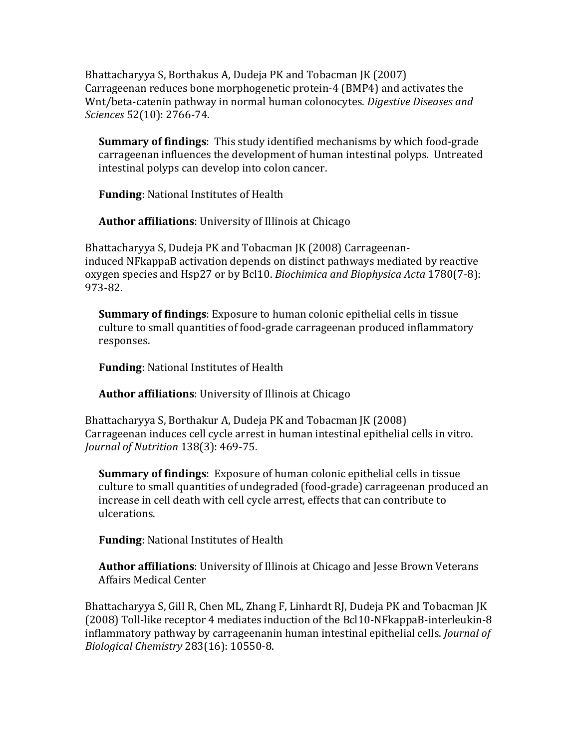Bhattacharyya S, Borthakus A, Dudeja PK and Tobacman JK (2007) Carrageenan reduces bone morphogenetic protein-4 (BMP4) and activates the Wnt/beta-catenin pathway in normal human colonocytes. *Digestive Diseases and Sciences* 52(10): 2766-74.

> **Summary of findings**: This study identified mechanisms by which food-grade carrageenan influences the development of human intestinal polyps. Untreated intestinal polyps can develop into colon cancer.
>
> **Funding**: National Institutes of Health
>
> **Author affiliations**: University of Illinois at Chicago

Bhattacharyya S, Dudeja PK and Tobacman JK (2008) Carrageenan-induced NFkappaB activation depends on distinct pathways mediated by reactive oxygen species and Hsp27 or by Bcl10. *Biochimica and Biophysica Acta* 1780(7-8): 973-82.

> **Summary of findings**: Exposure to human colonic epithelial cells in tissue culture to small quantities of food-grade carrageenan produced inflammatory responses.
>
> **Funding**: National Institutes of Health
>
> **Author affiliations**: University of Illinois at Chicago

Bhattacharyya S, Borthakur A, Dudeja PK and Tobacman JK (2008) Carrageenan induces cell cycle arrest in human intestinal epithelial cells in vitro. *Journal of Nutrition* 138(3): 469-75.

> **Summary of findings**: Exposure of human colonic epithelial cells in tissue culture to small quantities of undegraded (food-grade) carrageenan produced an increase in cell death with cell cycle arrest, effects that can contribute to ulcerations.
>
> **Funding**: National Institutes of Health
>
> **Author affiliations**: University of Illinois at Chicago and Jesse Brown Veterans Affairs Medical Center

Bhattacharyya S, Gill R, Chen ML, Zhang F, Linhardt RJ, Dudeja PK and Tobacman JK (2008) Toll-like receptor 4 mediates induction of the Bcl10-NFkappaB-interleukin-8 inflammatory pathway by carrageenanin human intestinal epithelial cells. *Journal of Biological Chemistry* 283(16): 10550-8.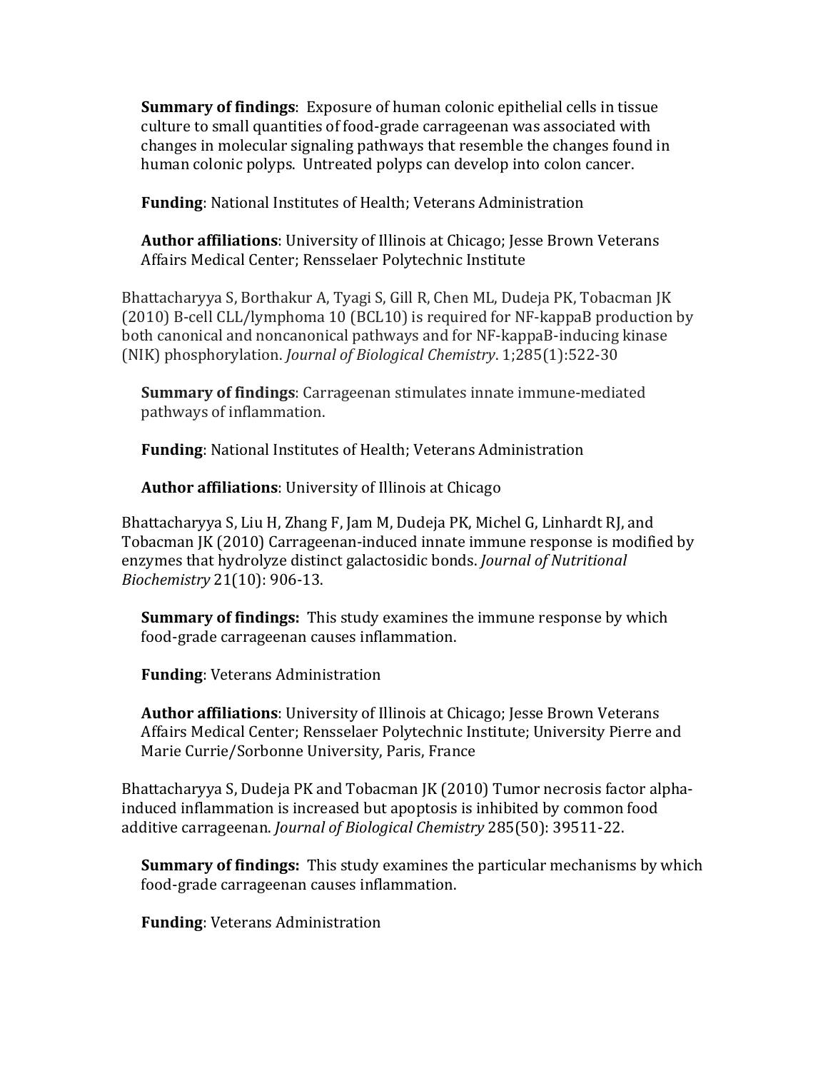**Summary of findings**: Exposure of human colonic epithelial cells in tissue culture to small quantities of food-grade carrageenan was associated with changes in molecular signaling pathways that resemble the changes found in human colonic polyps. Untreated polyps can develop into colon cancer.

**Funding**: National Institutes of Health; Veterans Administration

**Author affiliations**: University of Illinois at Chicago; Jesse Brown Veterans Affairs Medical Center; Rensselaer Polytechnic Institute

Bhattacharyya S, Borthakur A, Tyagi S, Gill R, Chen ML, Dudeja PK, Tobacman JK (2010) B-cell CLL/lymphoma 10 (BCL10) is required for NF-kappaB production by both canonical and noncanonical pathways and for NF-kappaB-inducing kinase (NIK) phosphorylation. *Journal of Biological Chemistry*. 1;285(1):522-30

**Summary of findings**: Carrageenan stimulates innate immune-mediated pathways of inflammation.

**Funding**: National Institutes of Health; Veterans Administration

**Author affiliations**: University of Illinois at Chicago

Bhattacharyya S, Liu H, Zhang F, Jam M, Dudeja PK, Michel G, Linhardt RJ, and Tobacman JK (2010) Carrageenan-induced innate immune response is modified by enzymes that hydrolyze distinct galactosidic bonds. *Journal of Nutritional Biochemistry* 21(10): 906-13.

**Summary of findings:** This study examines the immune response by which food-grade carrageenan causes inflammation.

**Funding**: Veterans Administration

**Author affiliations**: University of Illinois at Chicago; Jesse Brown Veterans Affairs Medical Center; Rensselaer Polytechnic Institute; University Pierre and Marie Currie/Sorbonne University, Paris, France

Bhattacharyya S, Dudeja PK and Tobacman JK (2010) Tumor necrosis factor alpha-induced inflammation is increased but apoptosis is inhibited by common food additive carrageenan. *Journal of Biological Chemistry* 285(50): 39511-22.

**Summary of findings:** This study examines the particular mechanisms by which food-grade carrageenan causes inflammation.

**Funding**: Veterans Administration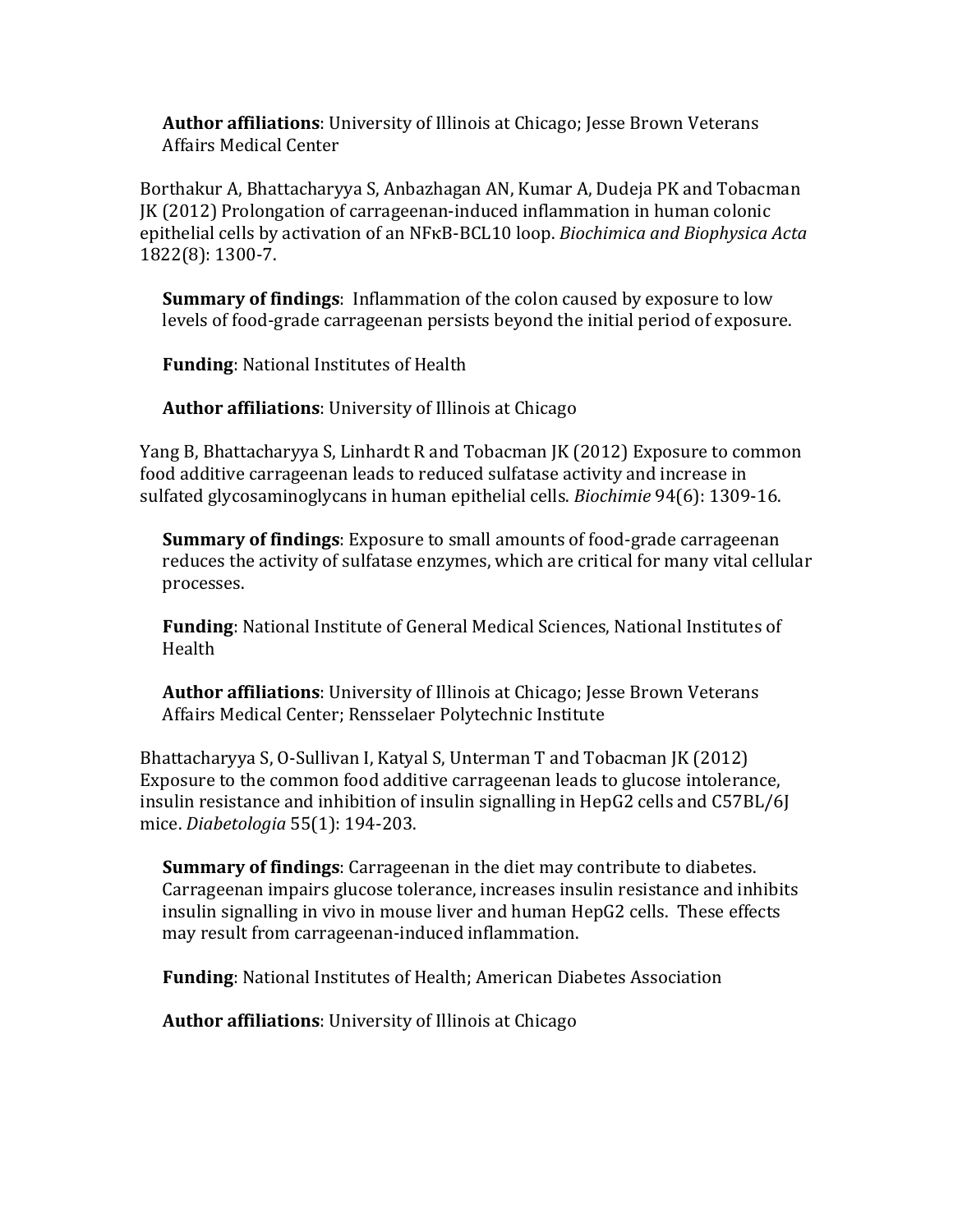**Author affiliations**: University of Illinois at Chicago; Jesse Brown Veterans Affairs Medical Center

Borthakur A, Bhattacharyya S, Anbazhagan AN, Kumar A, Dudeja PK and Tobacman JK (2012) Prolongation of carrageenan-induced inflammation in human colonic epithelial cells by activation of an NFκB-BCL10 loop. *Biochimica and Biophysica Acta* 1822(8): 1300-7.

**Summary of findings**: Inflammation of the colon caused by exposure to low levels of food-grade carrageenan persists beyond the initial period of exposure.

**Funding**: National Institutes of Health

**Author affiliations**: University of Illinois at Chicago

Yang B, Bhattacharyya S, Linhardt R and Tobacman JK (2012) Exposure to common food additive carrageenan leads to reduced sulfatase activity and increase in sulfated glycosaminoglycans in human epithelial cells. *Biochimie* 94(6): 1309-16.

**Summary of findings**: Exposure to small amounts of food-grade carrageenan reduces the activity of sulfatase enzymes, which are critical for many vital cellular processes.

**Funding**: National Institute of General Medical Sciences, National Institutes of Health

**Author affiliations**: University of Illinois at Chicago; Jesse Brown Veterans Affairs Medical Center; Rensselaer Polytechnic Institute

Bhattacharyya S, O-Sullivan I, Katyal S, Unterman T and Tobacman JK (2012) Exposure to the common food additive carrageenan leads to glucose intolerance, insulin resistance and inhibition of insulin signalling in HepG2 cells and C57BL/6J mice. *Diabetologia* 55(1): 194-203.

**Summary of findings**: Carrageenan in the diet may contribute to diabetes. Carrageenan impairs glucose tolerance, increases insulin resistance and inhibits insulin signalling in vivo in mouse liver and human HepG2 cells. These effects may result from carrageenan-induced inflammation.

**Funding**: National Institutes of Health; American Diabetes Association

**Author affiliations**: University of Illinois at Chicago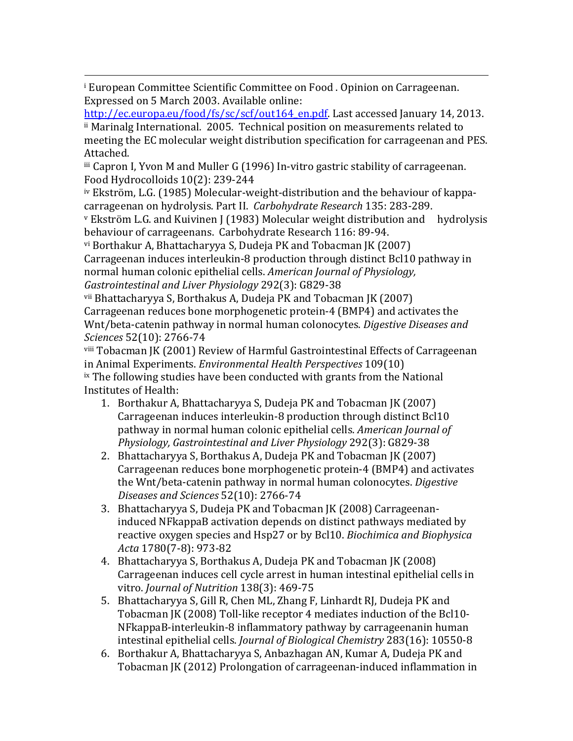[i] European Committee Scientific Committee on Food . Opinion on Carrageenan. Expressed on 5 March 2003. Available online: http://ec.europa.eu/food/fs/sc/scf/out164_en.pdf. Last accessed January 14, 2013.

[ii] Marinalg International. 2005. Technical position on measurements related to meeting the EC molecular weight distribution specification for carrageenan and PES. Attached.

[iii] Capron I, Yvon M and Muller G (1996) In-vitro gastric stability of carrageenan. Food Hydrocolloids 10(2): 239-244

[iv] Ekström, L.G. (1985) Molecular-weight-distribution and the behaviour of kappa-carrageenan on hydrolysis. Part II. *Carbohydrate Research* 135: 283-289.

[v] Ekström L.G. and Kuivinen J (1983) Molecular weight distribution and hydrolysis behaviour of carrageenans. Carbohydrate Research 116: 89-94.

[vi] Borthakur A, Bhattacharyya S, Dudeja PK and Tobacman JK (2007) Carrageenan induces interleukin-8 production through distinct Bcl10 pathway in normal human colonic epithelial cells. *American Journal of Physiology, Gastrointestinal and Liver Physiology* 292(3): G829-38

[vii] Bhattacharyya S, Borthakus A, Dudeja PK and Tobacman JK (2007) Carrageenan reduces bone morphogenetic protein-4 (BMP4) and activates the Wnt/beta-catenin pathway in normal human colonocytes. *Digestive Diseases and Sciences* 52(10): 2766-74

[viii] Tobacman JK (2001) Review of Harmful Gastrointestinal Effects of Carrageenan in Animal Experiments. *Environmental Health Perspectives* 109(10)

[ix] The following studies have been conducted with grants from the National Institutes of Health:

1. Borthakur A, Bhattacharyya S, Dudeja PK and Tobacman JK (2007) Carrageenan induces interleukin-8 production through distinct Bcl10 pathway in normal human colonic epithelial cells. *American Journal of Physiology, Gastrointestinal and Liver Physiology* 292(3): G829-38
2. Bhattacharyya S, Borthakus A, Dudeja PK and Tobacman JK (2007) Carrageenan reduces bone morphogenetic protein-4 (BMP4) and activates the Wnt/beta-catenin pathway in normal human colonocytes. *Digestive Diseases and Sciences* 52(10): 2766-74
3. Bhattacharyya S, Dudeja PK and Tobacman JK (2008) Carrageenan-induced NFkappaB activation depends on distinct pathways mediated by reactive oxygen species and Hsp27 or by Bcl10. *Biochimica and Biophysica Acta* 1780(7-8): 973-82
4. Bhattacharyya S, Borthakus A, Dudeja PK and Tobacman JK (2008) Carrageenan induces cell cycle arrest in human intestinal epithelial cells in vitro. *Journal of Nutrition* 138(3): 469-75
5. Bhattacharyya S, Gill R, Chen ML, Zhang F, Linhardt RJ, Dudeja PK and Tobacman JK (2008) Toll-like receptor 4 mediates induction of the Bcl10-NFkappaB-interleukin-8 inflammatory pathway by carrageenanin human intestinal epithelial cells. *Journal of Biological Chemistry* 283(16): 10550-8
6. Borthakur A, Bhattacharyya S, Anbazhagan AN, Kumar A, Dudeja PK and Tobacman JK (2012) Prolongation of carrageenan-induced inflammation in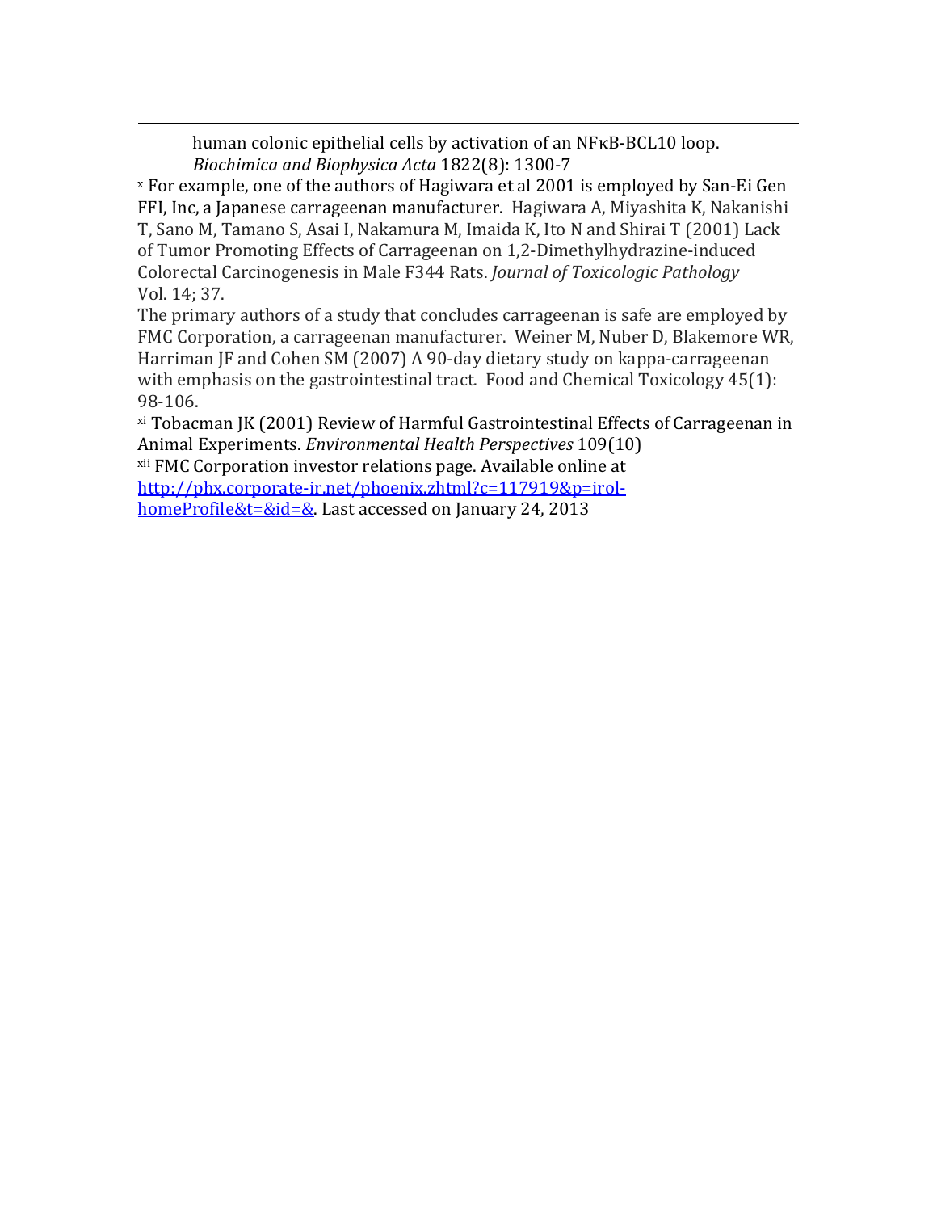human colonic epithelial cells by activation of an NFκB-BCL10 loop. *Biochimica and Biophysica Acta* 1822(8): 1300-7

[x] For example, one of the authors of Hagiwara et al 2001 is employed by San-Ei Gen FFI, Inc, a Japanese carrageenan manufacturer. Hagiwara A, Miyashita K, Nakanishi T, Sano M, Tamano S, Asai I, Nakamura M, Imaida K, Ito N and Shirai T (2001) Lack of Tumor Promoting Effects of Carrageenan on 1,2-Dimethylhydrazine-induced Colorectal Carcinogenesis in Male F344 Rats. *Journal of Toxicologic Pathology* Vol. 14; 37.

The primary authors of a study that concludes carrageenan is safe are employed by FMC Corporation, a carrageenan manufacturer. Weiner M, Nuber D, Blakemore WR, Harriman JF and Cohen SM (2007) A 90-day dietary study on kappa-carrageenan with emphasis on the gastrointestinal tract. Food and Chemical Toxicology 45(1): 98-106.

[xi] Tobacman JK (2001) Review of Harmful Gastrointestinal Effects of Carrageenan in Animal Experiments. *Environmental Health Perspectives* 109(10)

[xii] FMC Corporation investor relations page. Available online at http://phx.corporate-ir.net/phoenix.zhtml?c=117919&p=irol-homeProfile&t=&id=&. Last accessed on January 24, 2013